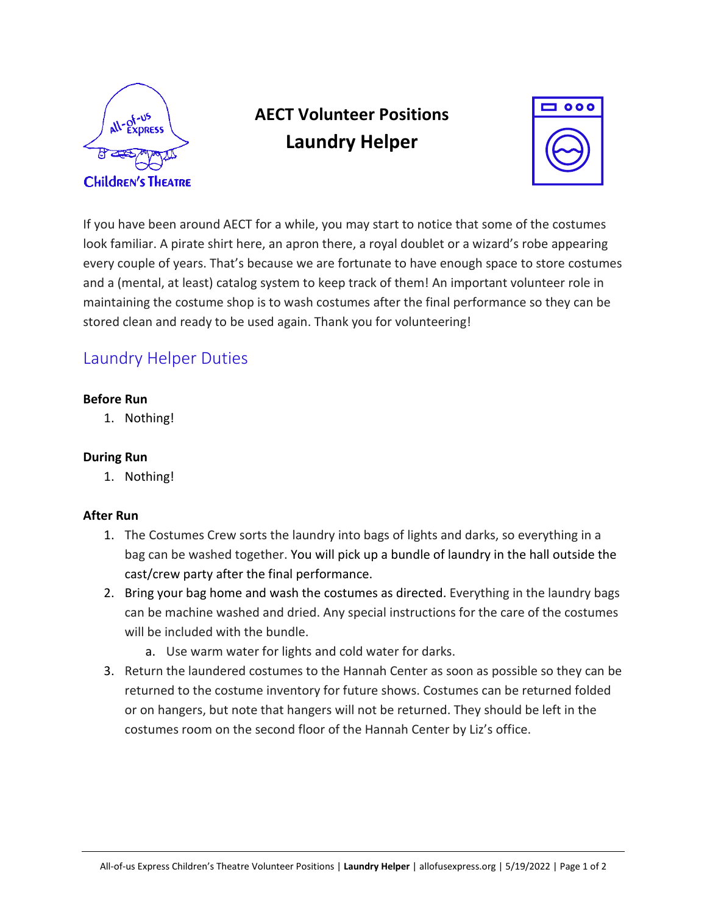# AECT Volunteer Positions

## Laundry Helper

If you have been around AECT for a while, you may start to notice that some of the costumes look familiar. A pirate shirt here, an apron there, a royal doublet or a wizard's robe appearing every couple of years. That's because we are fortunate to have enough space to store costumes and a (mental, at least) catalog system to keep track of them! An important volunteer role in maintaining the costume shop is to wash costumes after the final performance so they can be stored clean and ready to be used again. Thank you for volunteering!

## Laundry Helper Duties

**Before Run**

1. Nothing!

**During Run**

1. Nothing!

**After Run**

1. The Costumes Crew sorts the laundry into bags of lights and darks, so everything in a bag can be washed together. You will pick up a bundle of laundry in the hall outside the cast/crew party after the final performance.
2. Bring your bag home and wash the costumes as directed. Everything in the laundry bags can be machine washed and dried. Any special instructions for the care of the costumes will be included with the bundle.
   a. Use warm water for lights and cold water for darks.
3. Return the laundered costumes to the Hannah Center as soon as possible so they can be returned to the costume inventory for future shows. Costumes can be returned folded or on hangers, but note that hangers will not be returned. They should be left in the costumes room on the second floor of the Hannah Center by Liz's office.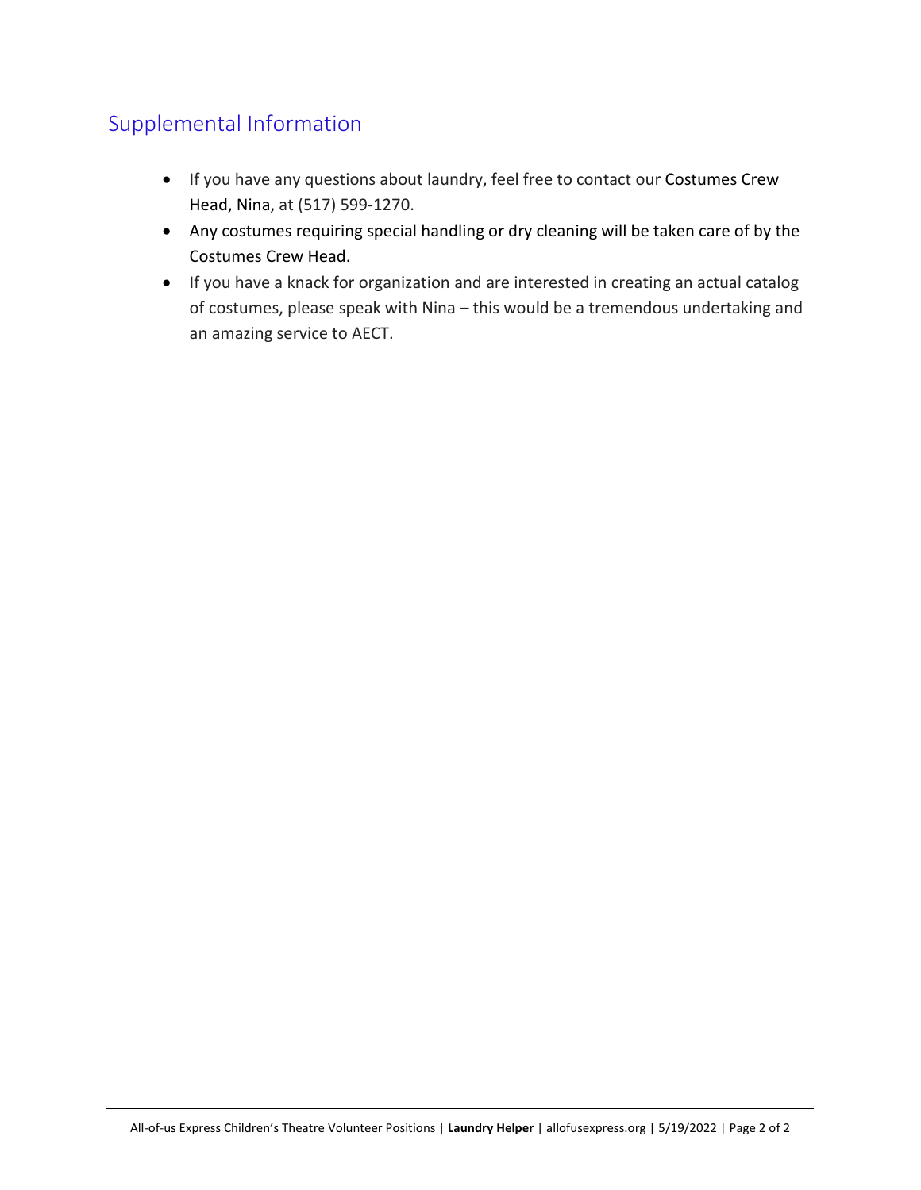## Supplemental Information

- If you have any questions about laundry, feel free to contact our Costumes Crew Head, Nina, at (517) 599-1270.
- Any costumes requiring special handling or dry cleaning will be taken care of by the Costumes Crew Head.
- If you have a knack for organization and are interested in creating an actual catalog of costumes, please speak with Nina – this would be a tremendous undertaking and an amazing service to AECT.